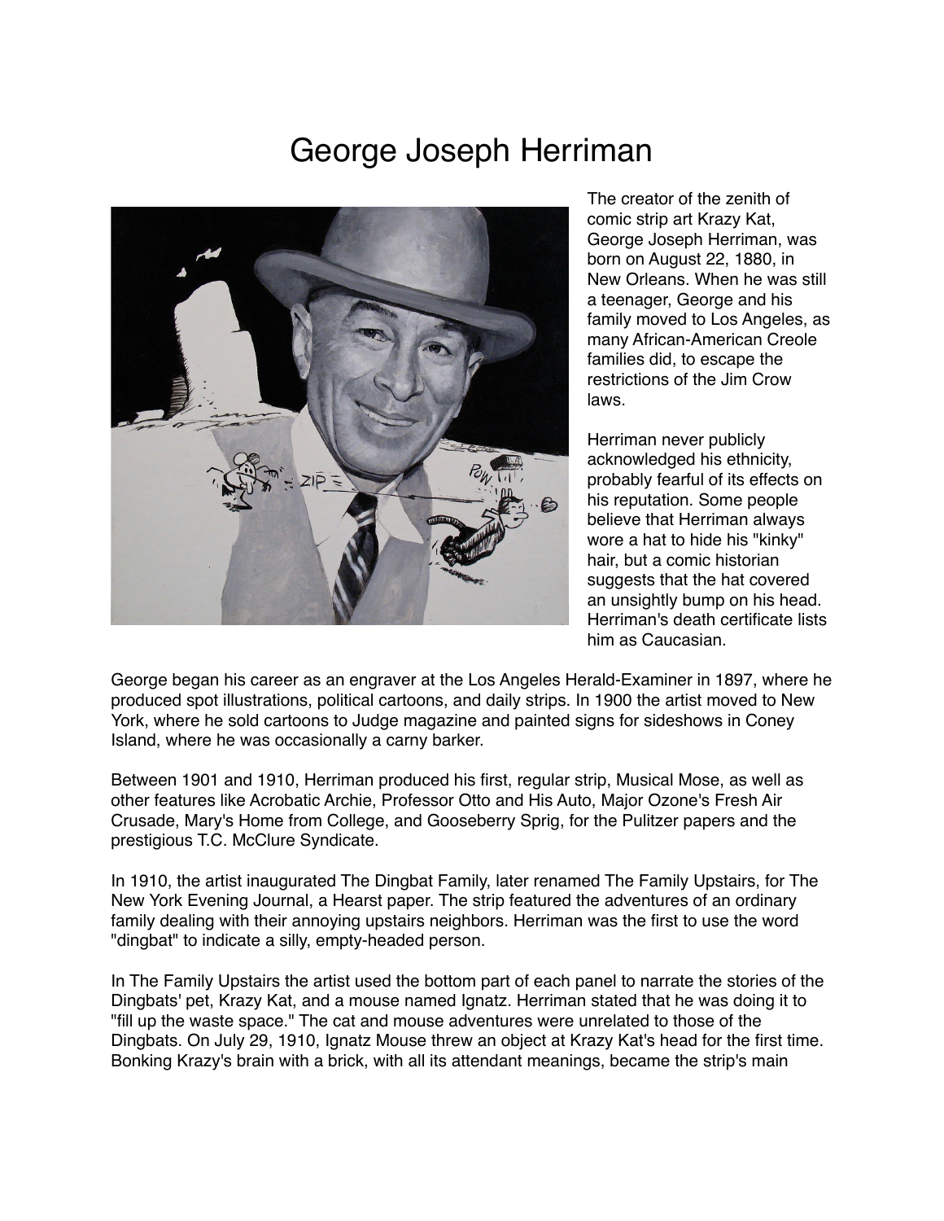# George Joseph Herriman

The creator of the zenith of comic strip art Krazy Kat, George Joseph Herriman, was born on August 22, 1880, in New Orleans. When he was still a teenager, George and his family moved to Los Angeles, as many African-American Creole families did, to escape the restrictions of the Jim Crow laws.

Herriman never publicly acknowledged his ethnicity, probably fearful of its effects on his reputation. Some people believe that Herriman always wore a hat to hide his "kinky" hair, but a comic historian suggests that the hat covered an unsightly bump on his head. Herriman's death certificate lists him as Caucasian.

George began his career as an engraver at the Los Angeles Herald-Examiner in 1897, where he produced spot illustrations, political cartoons, and daily strips. In 1900 the artist moved to New York, where he sold cartoons to Judge magazine and painted signs for sideshows in Coney Island, where he was occasionally a carny barker.

Between 1901 and 1910, Herriman produced his first, regular strip, Musical Mose, as well as other features like Acrobatic Archie, Professor Otto and His Auto, Major Ozone's Fresh Air Crusade, Mary's Home from College, and Gooseberry Sprig, for the Pulitzer papers and the prestigious T.C. McClure Syndicate.

In 1910, the artist inaugurated The Dingbat Family, later renamed The Family Upstairs, for The New York Evening Journal, a Hearst paper. The strip featured the adventures of an ordinary family dealing with their annoying upstairs neighbors. Herriman was the first to use the word "dingbat" to indicate a silly, empty-headed person.

In The Family Upstairs the artist used the bottom part of each panel to narrate the stories of the Dingbats' pet, Krazy Kat, and a mouse named Ignatz. Herriman stated that he was doing it to "fill up the waste space." The cat and mouse adventures were unrelated to those of the Dingbats. On July 29, 1910, Ignatz Mouse threw an object at Krazy Kat's head for the first time. Bonking Krazy's brain with a brick, with all its attendant meanings, became the strip's main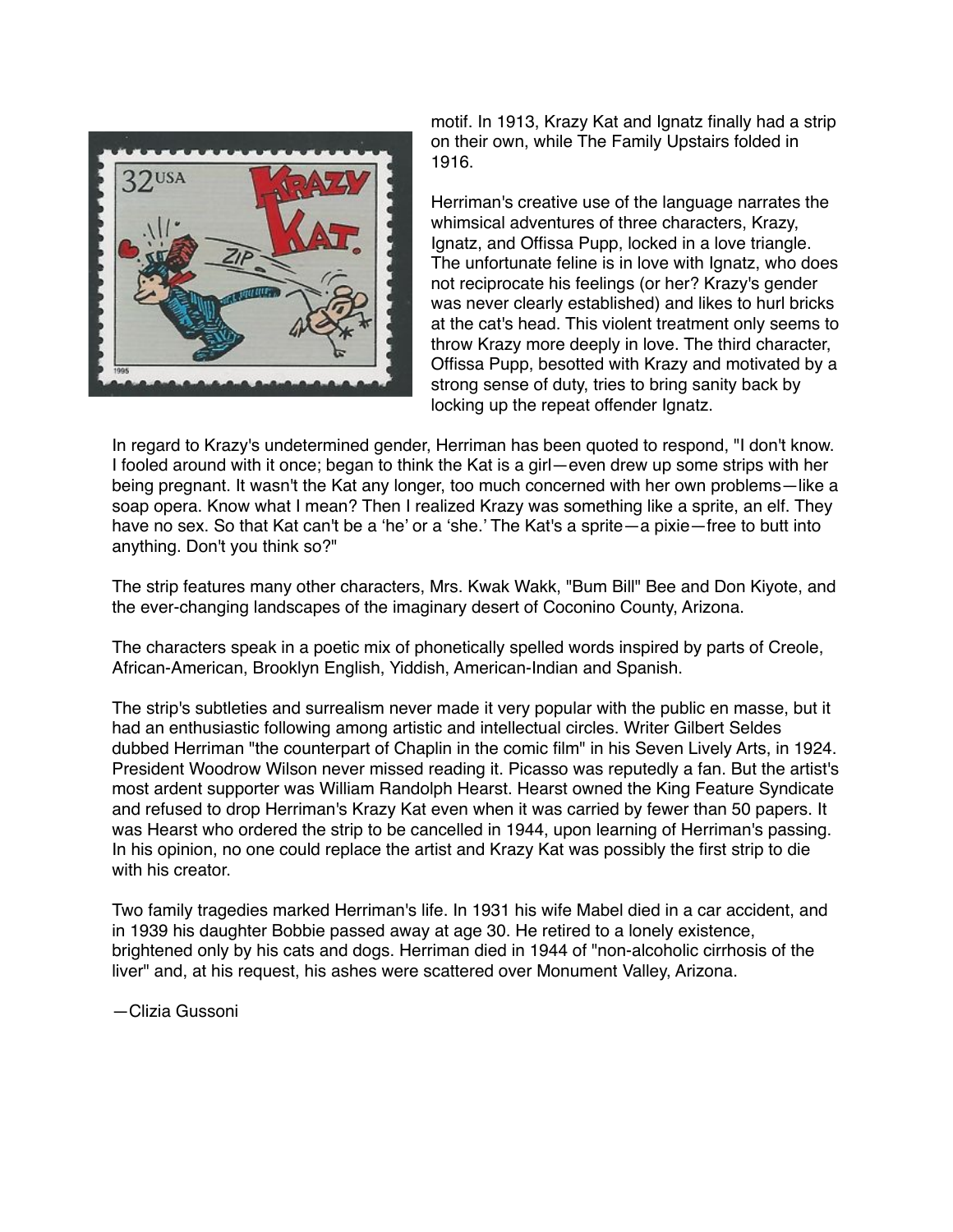motif. In 1913, Krazy Kat and Ignatz finally had a strip on their own, while The Family Upstairs folded in 1916.

Herriman's creative use of the language narrates the whimsical adventures of three characters, Krazy, Ignatz, and Offissa Pupp, locked in a love triangle. The unfortunate feline is in love with Ignatz, who does not reciprocate his feelings (or her? Krazy's gender was never clearly established) and likes to hurl bricks at the cat's head. This violent treatment only seems to throw Krazy more deeply in love. The third character, Offissa Pupp, besotted with Krazy and motivated by a strong sense of duty, tries to bring sanity back by locking up the repeat offender Ignatz.

In regard to Krazy's undetermined gender, Herriman has been quoted to respond, "I don't know. I fooled around with it once; began to think the Kat is a girl—even drew up some strips with her being pregnant. It wasn't the Kat any longer, too much concerned with her own problems—like a soap opera. Know what I mean? Then I realized Krazy was something like a sprite, an elf. They have no sex. So that Kat can't be a 'he' or a 'she.' The Kat's a sprite—a pixie—free to butt into anything. Don't you think so?"

The strip features many other characters, Mrs. Kwak Wakk, "Bum Bill" Bee and Don Kiyote, and the ever-changing landscapes of the imaginary desert of Coconino County, Arizona.

The characters speak in a poetic mix of phonetically spelled words inspired by parts of Creole, African-American, Brooklyn English, Yiddish, American-Indian and Spanish.

The strip's subtleties and surrealism never made it very popular with the public en masse, but it had an enthusiastic following among artistic and intellectual circles. Writer Gilbert Seldes dubbed Herriman "the counterpart of Chaplin in the comic film" in his Seven Lively Arts, in 1924. President Woodrow Wilson never missed reading it. Picasso was reputedly a fan. But the artist's most ardent supporter was William Randolph Hearst. Hearst owned the King Feature Syndicate and refused to drop Herriman's Krazy Kat even when it was carried by fewer than 50 papers. It was Hearst who ordered the strip to be cancelled in 1944, upon learning of Herriman's passing. In his opinion, no one could replace the artist and Krazy Kat was possibly the first strip to die with his creator.

Two family tragedies marked Herriman's life. In 1931 his wife Mabel died in a car accident, and in 1939 his daughter Bobbie passed away at age 30. He retired to a lonely existence, brightened only by his cats and dogs. Herriman died in 1944 of "non-alcoholic cirrhosis of the liver" and, at his request, his ashes were scattered over Monument Valley, Arizona.

—Clizia Gussoni